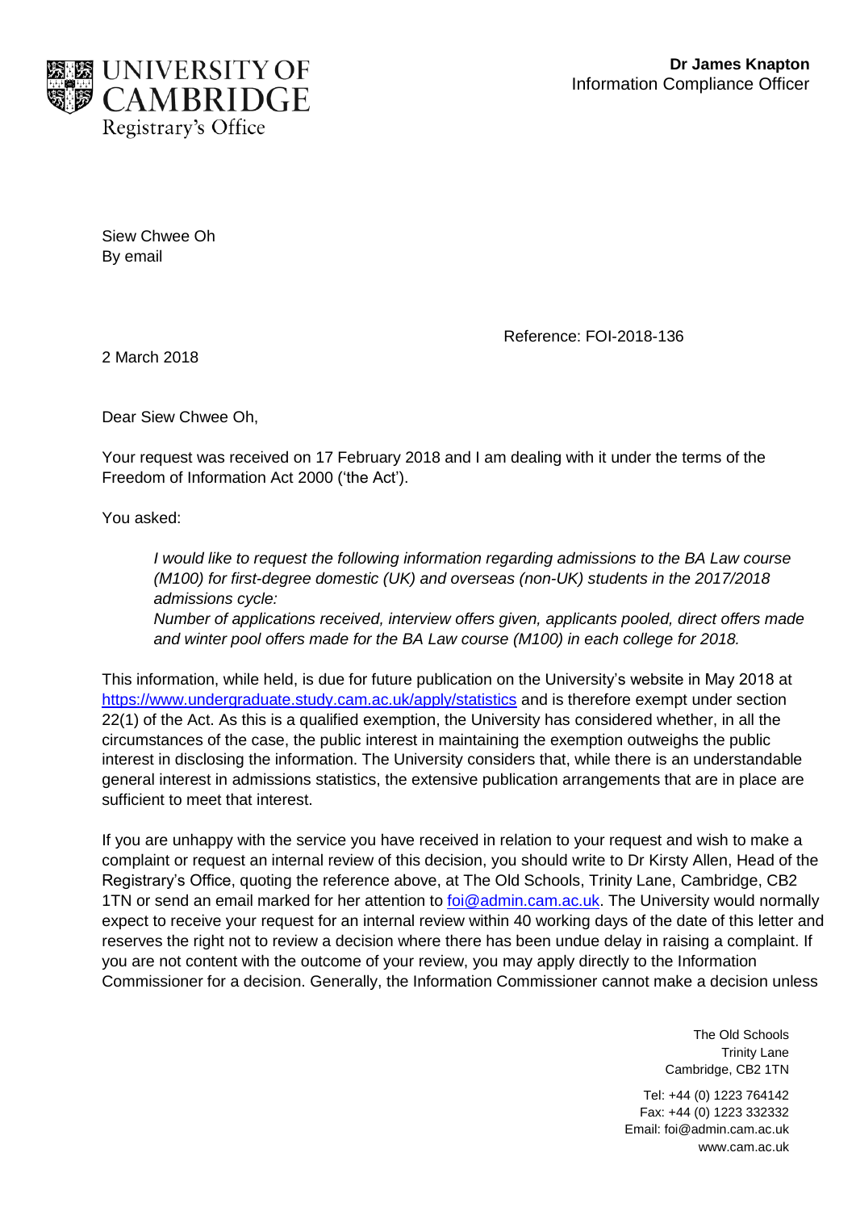UNIVERSITY OF CAMBRIDGE
Registrary's Office

**Dr James Knapton**
Information Compliance Officer

Siew Chwee Oh
By email

Reference: FOI-2018-136

2 March 2018

Dear Siew Chwee Oh,

Your request was received on 17 February 2018 and I am dealing with it under the terms of the Freedom of Information Act 2000 ('the Act').

You asked:

> *I would like to request the following information regarding admissions to the BA Law course (M100) for first-degree domestic (UK) and overseas (non-UK) students in the 2017/2018 admissions cycle:*
> *Number of applications received, interview offers given, applicants pooled, direct offers made and winter pool offers made for the BA Law course (M100) in each college for 2018.*

This information, while held, is due for future publication on the University's website in May 2018 at [https://www.undergraduate.study.cam.ac.uk/apply/statistics](https://www.undergraduate.study.cam.ac.uk/apply/statistics) and is therefore exempt under section 22(1) of the Act. As this is a qualified exemption, the University has considered whether, in all the circumstances of the case, the public interest in maintaining the exemption outweighs the public interest in disclosing the information. The University considers that, while there is an understandable general interest in admissions statistics, the extensive publication arrangements that are in place are sufficient to meet that interest.

If you are unhappy with the service you have received in relation to your request and wish to make a complaint or request an internal review of this decision, you should write to Dr Kirsty Allen, Head of the Registrary's Office, quoting the reference above, at The Old Schools, Trinity Lane, Cambridge, CB2 1TN or send an email marked for her attention to [foi@admin.cam.ac.uk](mailto:foi@admin.cam.ac.uk). The University would normally expect to receive your request for an internal review within 40 working days of the date of this letter and reserves the right not to review a decision where there has been undue delay in raising a complaint. If you are not content with the outcome of your review, you may apply directly to the Information Commissioner for a decision. Generally, the Information Commissioner cannot make a decision unless

The Old Schools
Trinity Lane
Cambridge, CB2 1TN

Tel: +44 (0) 1223 764142
Fax: +44 (0) 1223 332332
Email: foi@admin.cam.ac.uk
www.cam.ac.uk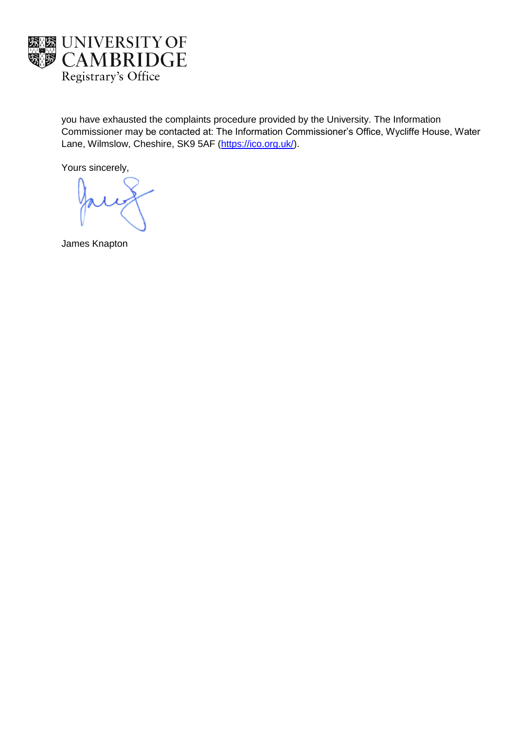you have exhausted the complaints procedure provided by the University. The Information Commissioner may be contacted at: The Information Commissioner's Office, Wycliffe House, Water Lane, Wilmslow, Cheshire, SK9 5AF (https://ico.org.uk/).

Yours sincerely,

James Knapton